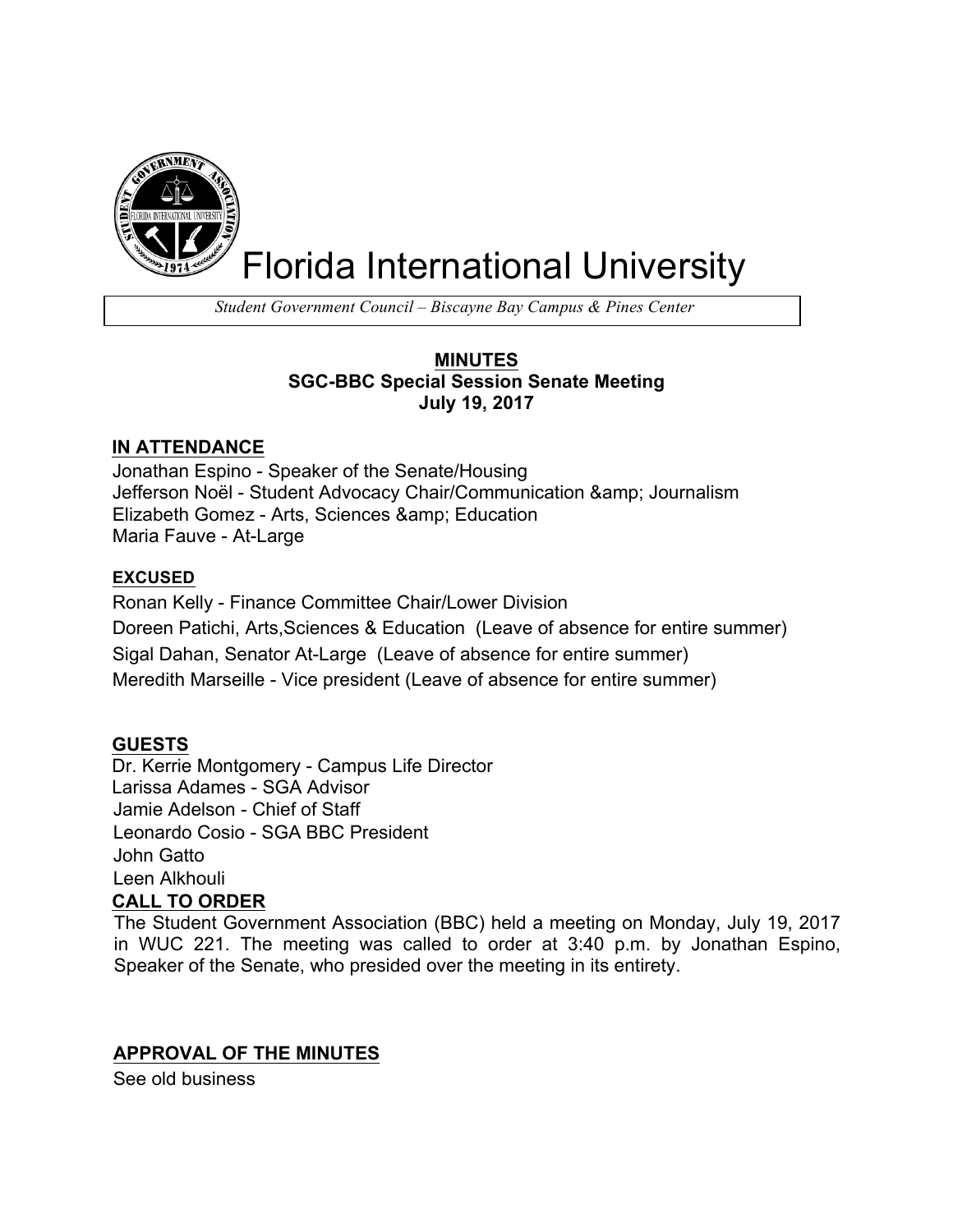# Florida International University

*Student Government Council – Biscayne Bay Campus & Pines Center*

**MINUTES**
**SGC-BBC Special Session Senate Meeting**
**July 19, 2017**

## IN ATTENDANCE

Jonathan Espino - Speaker of the Senate/Housing
Jefferson Noël - Student Advocacy Chair/Communication &amp; Journalism
Elizabeth Gomez - Arts, Sciences &amp; Education
Maria Fauve - At-Large

## EXCUSED

Ronan Kelly - Finance Committee Chair/Lower Division
Doreen Patichi, Arts,Sciences & Education (Leave of absence for entire summer)
Sigal Dahan, Senator At-Large (Leave of absence for entire summer)
Meredith Marseille - Vice president (Leave of absence for entire summer)

## GUESTS

Dr. Kerrie Montgomery - Campus Life Director
Larissa Adames - SGA Advisor
Jamie Adelson - Chief of Staff
Leonardo Cosio - SGA BBC President
John Gatto
Leen Alkhouli

## CALL TO ORDER

The Student Government Association (BBC) held a meeting on Monday, July 19, 2017 in WUC 221. The meeting was called to order at 3:40 p.m. by Jonathan Espino, Speaker of the Senate, who presided over the meeting in its entirety.

## APPROVAL OF THE MINUTES

See old business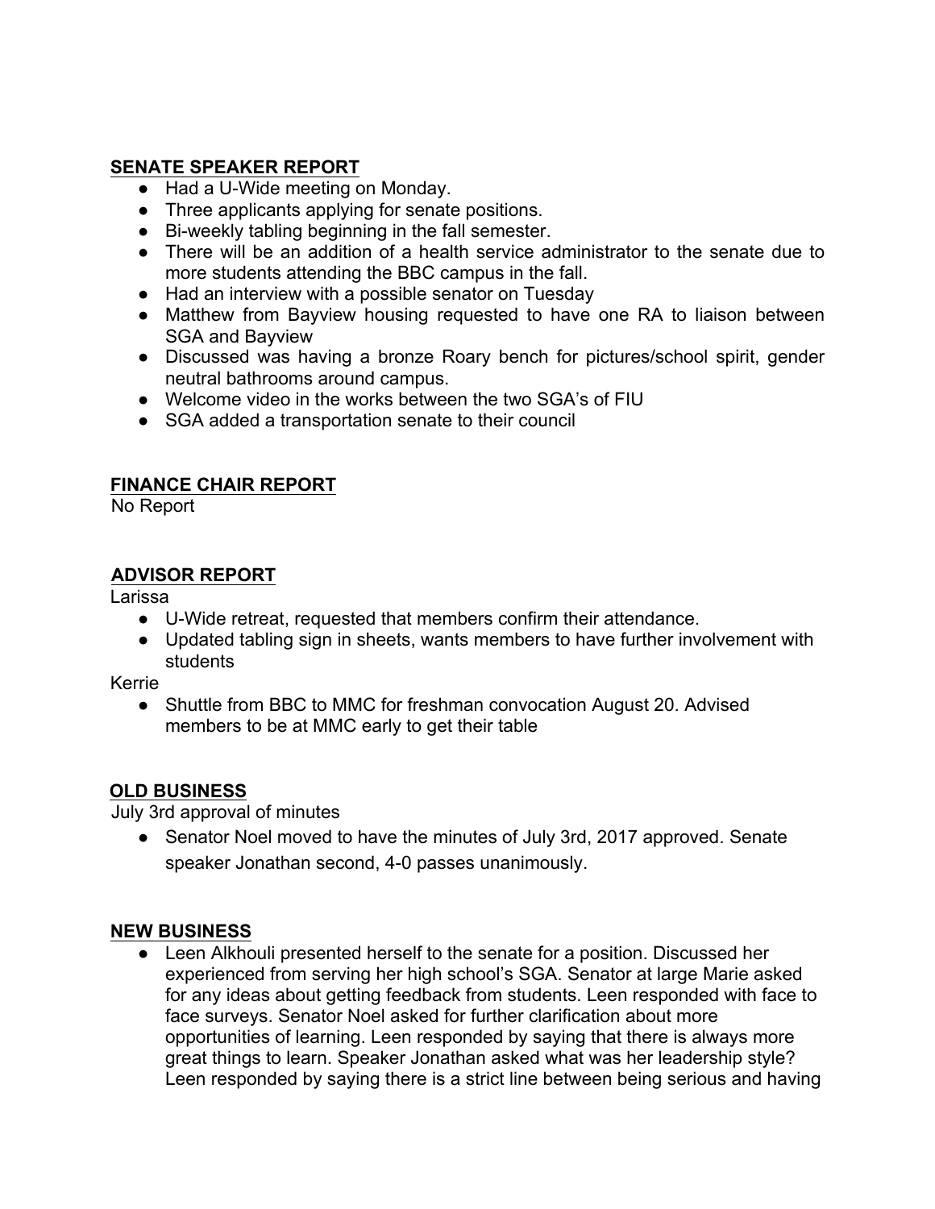## SENATE SPEAKER REPORT

- Had a U-Wide meeting on Monday.
- Three applicants applying for senate positions.
- Bi-weekly tabling beginning in the fall semester.
- There will be an addition of a health service administrator to the senate due to more students attending the BBC campus in the fall.
- Had an interview with a possible senator on Tuesday
- Matthew from Bayview housing requested to have one RA to liaison between SGA and Bayview
- Discussed was having a bronze Roary bench for pictures/school spirit, gender neutral bathrooms around campus.
- Welcome video in the works between the two SGA's of FIU
- SGA added a transportation senate to their council

## FINANCE CHAIR REPORT

No Report

## ADVISOR REPORT

Larissa

- U-Wide retreat, requested that members confirm their attendance.
- Updated tabling sign in sheets, wants members to have further involvement with students

Kerrie

- Shuttle from BBC to MMC for freshman convocation August 20. Advised members to be at MMC early to get their table

## OLD BUSINESS

July 3rd approval of minutes

- Senator Noel moved to have the minutes of July 3rd, 2017 approved. Senate speaker Jonathan second, 4-0 passes unanimously.

## NEW BUSINESS

- Leen Alkhouli presented herself to the senate for a position. Discussed her experienced from serving her high school's SGA. Senator at large Marie asked for any ideas about getting feedback from students. Leen responded with face to face surveys. Senator Noel asked for further clarification about more opportunities of learning. Leen responded by saying that there is always more great things to learn. Speaker Jonathan asked what was her leadership style? Leen responded by saying there is a strict line between being serious and having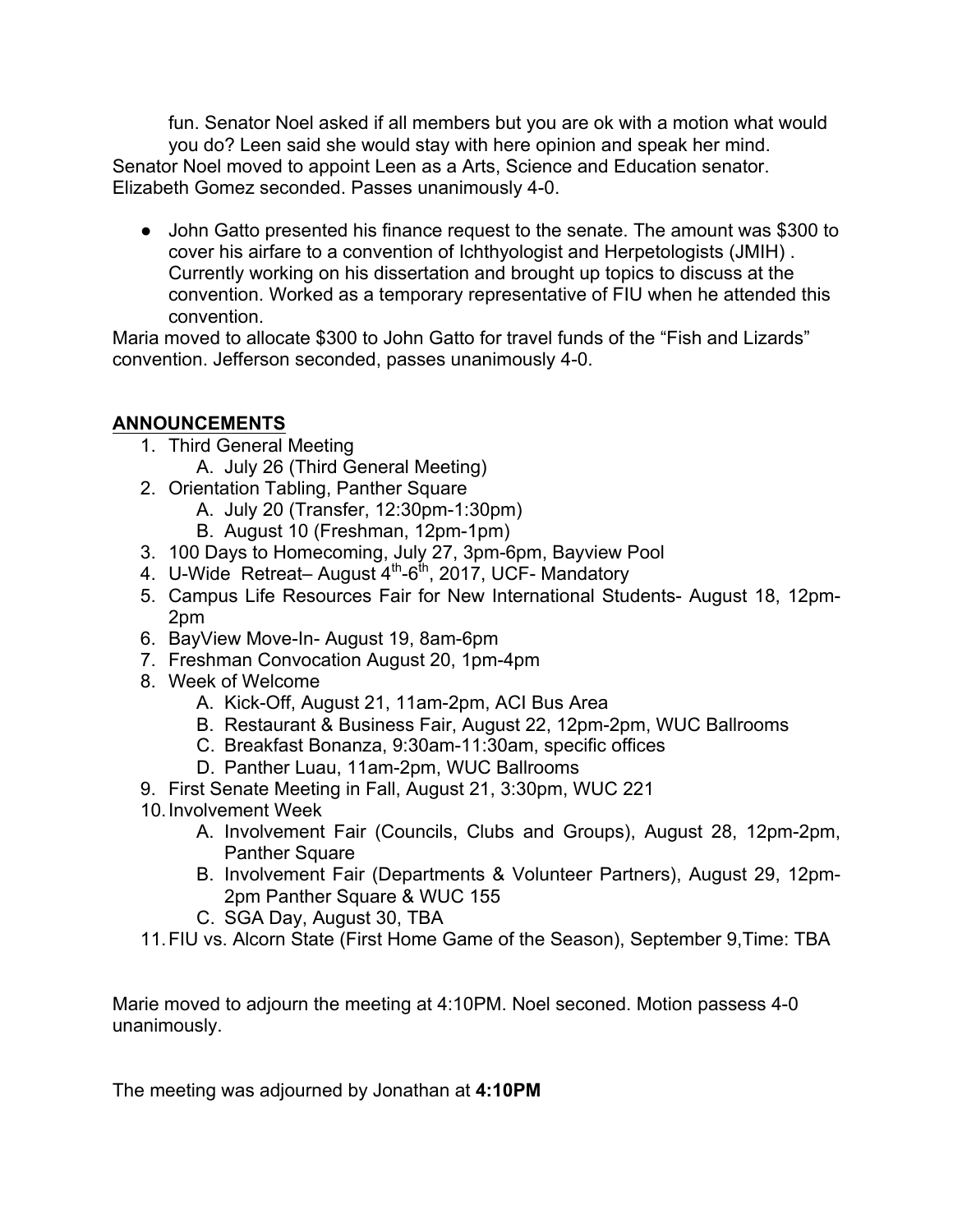fun. Senator Noel asked if all members but you are ok with a motion what would you do? Leen said she would stay with here opinion and speak her mind.
Senator Noel moved to appoint Leen as a Arts, Science and Education senator. Elizabeth Gomez seconded. Passes unanimously 4-0.

- John Gatto presented his finance request to the senate. The amount was $300 to cover his airfare to a convention of Ichthyologist and Herpetologists (JMIH) . Currently working on his dissertation and brought up topics to discuss at the convention. Worked as a temporary representative of FIU when he attended this convention.

Maria moved to allocate $300 to John Gatto for travel funds of the "Fish and Lizards" convention. Jefferson seconded, passes unanimously 4-0.

## ANNOUNCEMENTS

1. Third General Meeting
   A. July 26 (Third General Meeting)
2. Orientation Tabling, Panther Square
   A. July 20 (Transfer, 12:30pm-1:30pm)
   B. August 10 (Freshman, 12pm-1pm)
3. 100 Days to Homecoming, July 27, 3pm-6pm, Bayview Pool
4. U-Wide Retreat– August 4th-6th, 2017, UCF- Mandatory
5. Campus Life Resources Fair for New International Students- August 18, 12pm-2pm
6. BayView Move-In- August 19, 8am-6pm
7. Freshman Convocation August 20, 1pm-4pm
8. Week of Welcome
   A. Kick-Off, August 21, 11am-2pm, ACI Bus Area
   B. Restaurant & Business Fair, August 22, 12pm-2pm, WUC Ballrooms
   C. Breakfast Bonanza, 9:30am-11:30am, specific offices
   D. Panther Luau, 11am-2pm, WUC Ballrooms
9. First Senate Meeting in Fall, August 21, 3:30pm, WUC 221
10. Involvement Week
    A. Involvement Fair (Councils, Clubs and Groups), August 28, 12pm-2pm, Panther Square
    B. Involvement Fair (Departments & Volunteer Partners), August 29, 12pm-2pm Panther Square & WUC 155
    C. SGA Day, August 30, TBA
11. FIU vs. Alcorn State (First Home Game of the Season), September 9,Time: TBA

Marie moved to adjourn the meeting at 4:10PM. Noel seconed. Motion passess 4-0 unanimously.

The meeting was adjourned by Jonathan at **4:10PM**